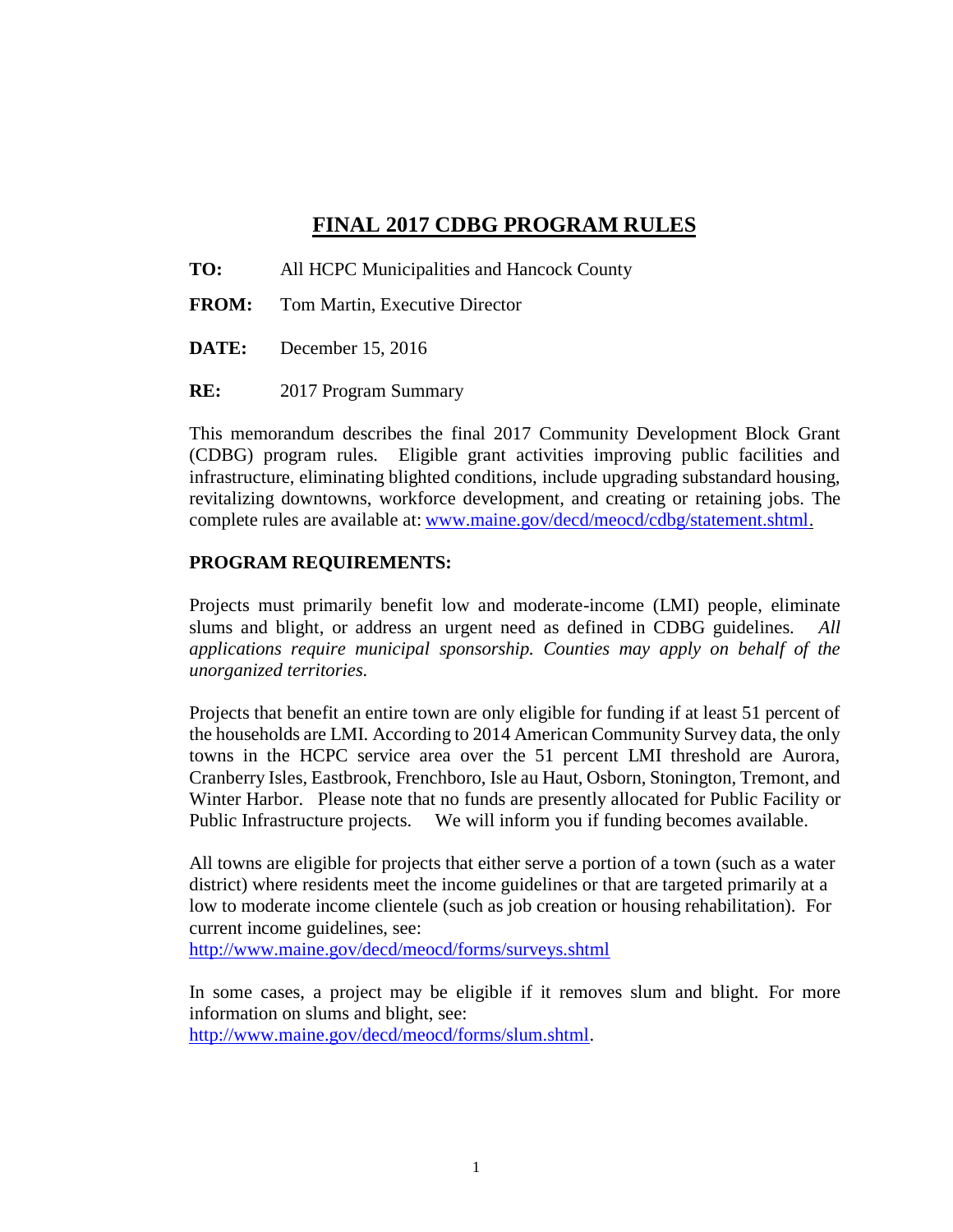# FINAL 2017 CDBG PROGRAM RULES

**TO:** All HCPC Municipalities and Hancock County

**FROM:** Tom Martin, Executive Director

**DATE:** December 15, 2016

**RE:** 2017 Program Summary

This memorandum describes the final 2017 Community Development Block Grant (CDBG) program rules. Eligible grant activities improving public facilities and infrastructure, eliminating blighted conditions, include upgrading substandard housing, revitalizing downtowns, workforce development, and creating or retaining jobs. The complete rules are available at: [www.maine.gov/decd/meocd/cdbg/statement.shtml](www.maine.gov/decd/meocd/cdbg/statement.shtml).

## PROGRAM REQUIREMENTS:

Projects must primarily benefit low and moderate-income (LMI) people, eliminate slums and blight, or address an urgent need as defined in CDBG guidelines. *All applications require municipal sponsorship. Counties may apply on behalf of the unorganized territories.*

Projects that benefit an entire town are only eligible for funding if at least 51 percent of the households are LMI. According to 2014 American Community Survey data, the only towns in the HCPC service area over the 51 percent LMI threshold are Aurora, Cranberry Isles, Eastbrook, Frenchboro, Isle au Haut, Osborn, Stonington, Tremont, and Winter Harbor. Please note that no funds are presently allocated for Public Facility or Public Infrastructure projects. We will inform you if funding becomes available.

All towns are eligible for projects that either serve a portion of a town (such as a water district) where residents meet the income guidelines or that are targeted primarily at a low to moderate income clientele (such as job creation or housing rehabilitation). For current income guidelines, see:
[http://www.maine.gov/decd/meocd/forms/surveys.shtml](http://www.maine.gov/decd/meocd/forms/surveys.shtml)

In some cases, a project may be eligible if it removes slum and blight. For more information on slums and blight, see:
[http://www.maine.gov/decd/meocd/forms/slum.shtml](http://www.maine.gov/decd/meocd/forms/slum.shtml).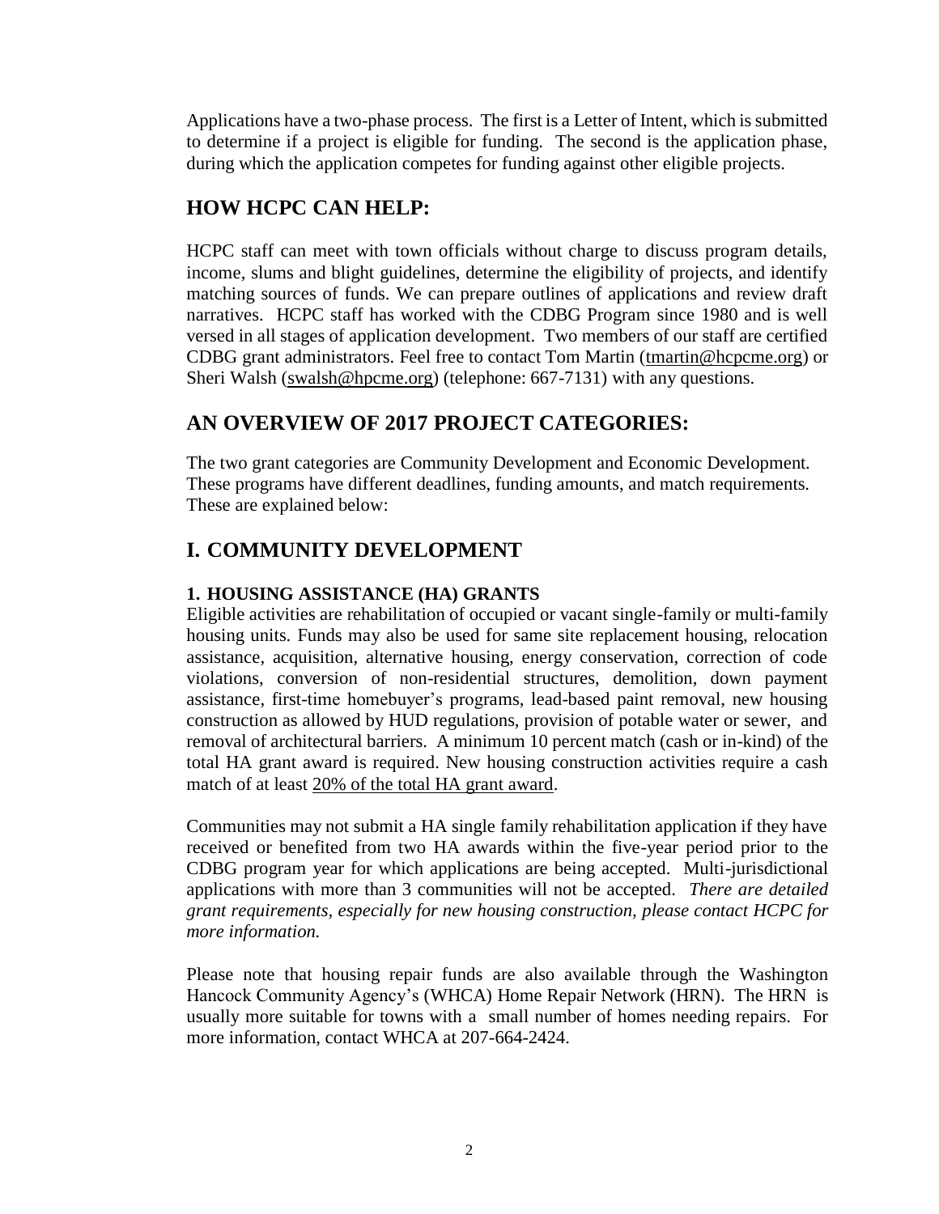Applications have a two-phase process. The first is a Letter of Intent, which is submitted to determine if a project is eligible for funding. The second is the application phase, during which the application competes for funding against other eligible projects.

## HOW HCPC CAN HELP:

HCPC staff can meet with town officials without charge to discuss program details, income, slums and blight guidelines, determine the eligibility of projects, and identify matching sources of funds. We can prepare outlines of applications and review draft narratives. HCPC staff has worked with the CDBG Program since 1980 and is well versed in all stages of application development. Two members of our staff are certified CDBG grant administrators. Feel free to contact Tom Martin (tmartin@hcpcme.org) or Sheri Walsh (swalsh@hpcme.org) (telephone: 667-7131) with any questions.

## AN OVERVIEW OF 2017 PROJECT CATEGORIES:

The two grant categories are Community Development and Economic Development. These programs have different deadlines, funding amounts, and match requirements. These are explained below:

## I. COMMUNITY DEVELOPMENT

### 1. HOUSING ASSISTANCE (HA) GRANTS

Eligible activities are rehabilitation of occupied or vacant single-family or multi-family housing units. Funds may also be used for same site replacement housing, relocation assistance, acquisition, alternative housing, energy conservation, correction of code violations, conversion of non-residential structures, demolition, down payment assistance, first-time homebuyer's programs, lead-based paint removal, new housing construction as allowed by HUD regulations, provision of potable water or sewer, and removal of architectural barriers. A minimum 10 percent match (cash or in-kind) of the total HA grant award is required. New housing construction activities require a cash match of at least 20% of the total HA grant award.

Communities may not submit a HA single family rehabilitation application if they have received or benefited from two HA awards within the five-year period prior to the CDBG program year for which applications are being accepted. Multi-jurisdictional applications with more than 3 communities will not be accepted. *There are detailed grant requirements, especially for new housing construction, please contact HCPC for more information.*

Please note that housing repair funds are also available through the Washington Hancock Community Agency's (WHCA) Home Repair Network (HRN). The HRN is usually more suitable for towns with a small number of homes needing repairs. For more information, contact WHCA at 207-664-2424.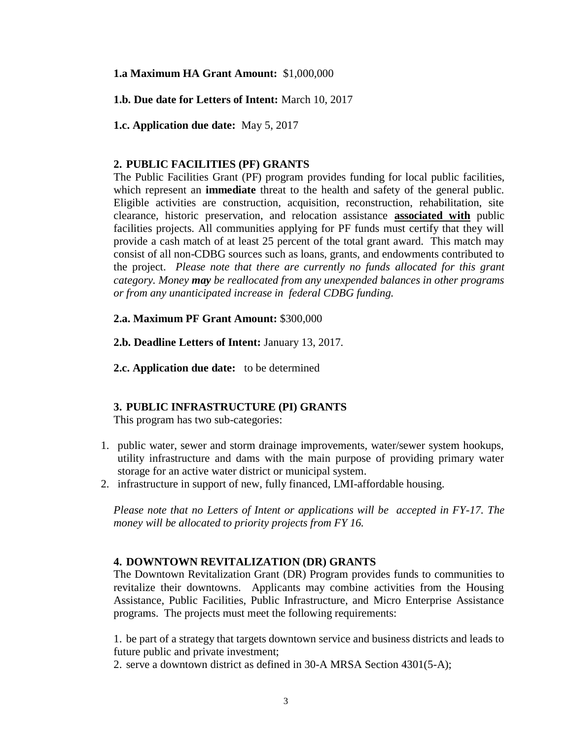**1.a Maximum HA Grant Amount:** $1,000,000

**1.b. Due date for Letters of Intent:** March 10, 2017

**1.c. Application due date:** May 5, 2017

## 2. PUBLIC FACILITIES (PF) GRANTS

The Public Facilities Grant (PF) program provides funding for local public facilities, which represent an **immediate** threat to the health and safety of the general public. Eligible activities are construction, acquisition, reconstruction, rehabilitation, site clearance, historic preservation, and relocation assistance **associated with** public facilities projects. All communities applying for PF funds must certify that they will provide a cash match of at least 25 percent of the total grant award. This match may consist of all non-CDBG sources such as loans, grants, and endowments contributed to the project. *Please note that there are currently no funds allocated for this grant category. Money **may** be reallocated from any unexpended balances in other programs or from any unanticipated increase in federal CDBG funding.*

**2.a. Maximum PF Grant Amount:** $300,000

**2.b. Deadline Letters of Intent:** January 13, 2017.

**2.c. Application due date:** to be determined

## 3. PUBLIC INFRASTRUCTURE (PI) GRANTS

This program has two sub-categories:

1. public water, sewer and storm drainage improvements, water/sewer system hookups, utility infrastructure and dams with the main purpose of providing primary water storage for an active water district or municipal system.
2. infrastructure in support of new, fully financed, LMI-affordable housing.

*Please note that no Letters of Intent or applications will be accepted in FY-17. The money will be allocated to priority projects from FY 16.*

## 4. DOWNTOWN REVITALIZATION (DR) GRANTS

The Downtown Revitalization Grant (DR) Program provides funds to communities to revitalize their downtowns. Applicants may combine activities from the Housing Assistance, Public Facilities, Public Infrastructure, and Micro Enterprise Assistance programs. The projects must meet the following requirements:

1. be part of a strategy that targets downtown service and business districts and leads to future public and private investment;
2. serve a downtown district as defined in 30-A MRSA Section 4301(5-A);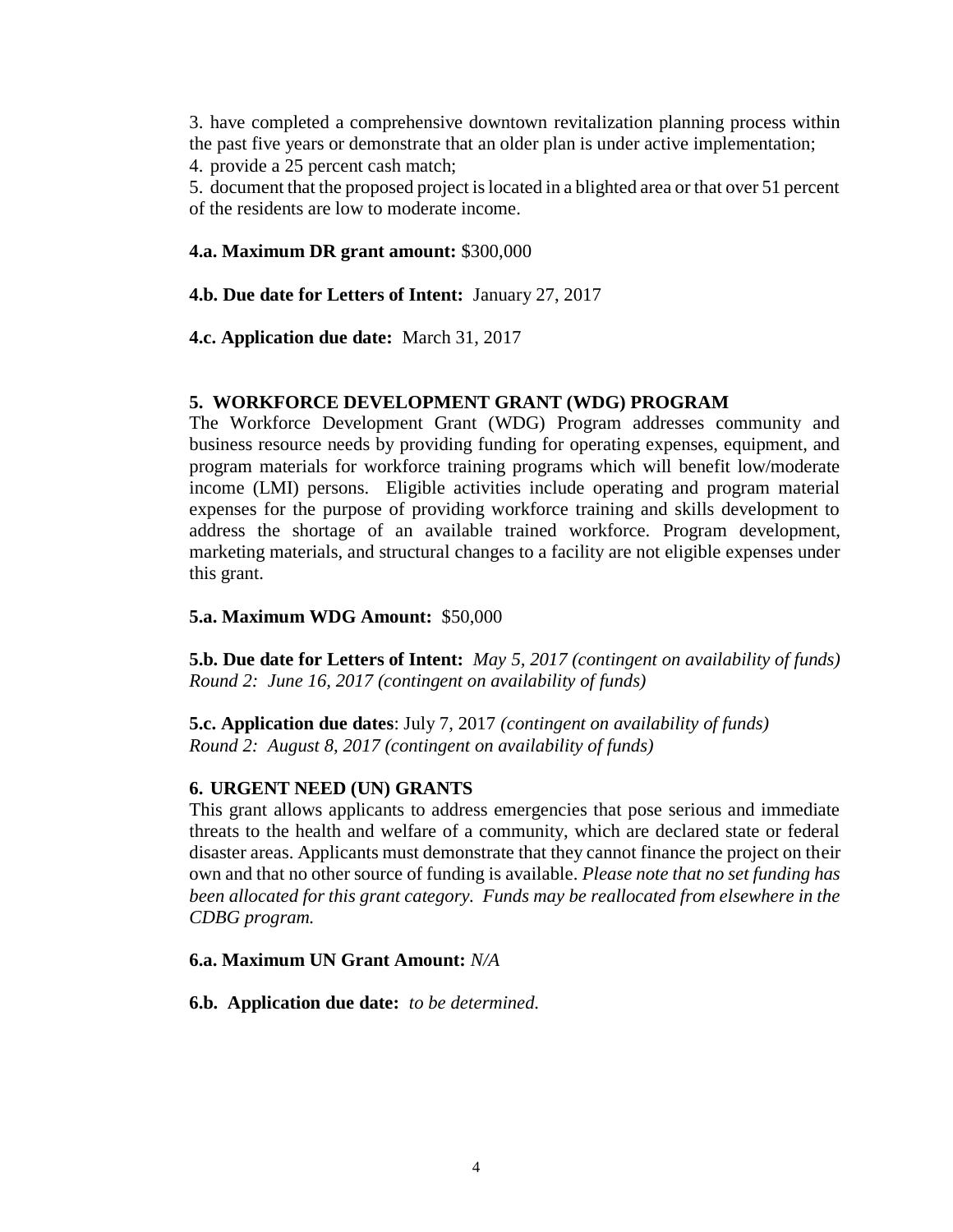3. have completed a comprehensive downtown revitalization planning process within the past five years or demonstrate that an older plan is under active implementation;
4. provide a 25 percent cash match;
5. document that the proposed project is located in a blighted area or that over 51 percent of the residents are low to moderate income.

**4.a. Maximum DR grant amount:** $300,000

**4.b. Due date for Letters of Intent:** January 27, 2017

**4.c. Application due date:** March 31, 2017

### 5. WORKFORCE DEVELOPMENT GRANT (WDG) PROGRAM

The Workforce Development Grant (WDG) Program addresses community and business resource needs by providing funding for operating expenses, equipment, and program materials for workforce training programs which will benefit low/moderate income (LMI) persons. Eligible activities include operating and program material expenses for the purpose of providing workforce training and skills development to address the shortage of an available trained workforce. Program development, marketing materials, and structural changes to a facility are not eligible expenses under this grant.

**5.a. Maximum WDG Amount:** $50,000

**5.b. Due date for Letters of Intent:** *May 5, 2017 (contingent on availability of funds)*
*Round 2: June 16, 2017 (contingent on availability of funds)*

**5.c. Application due dates**: July 7, 2017 *(contingent on availability of funds)*
*Round 2: August 8, 2017 (contingent on availability of funds)*

### 6. URGENT NEED (UN) GRANTS

This grant allows applicants to address emergencies that pose serious and immediate threats to the health and welfare of a community, which are declared state or federal disaster areas. Applicants must demonstrate that they cannot finance the project on their own and that no other source of funding is available. *Please note that no set funding has been allocated for this grant category. Funds may be reallocated from elsewhere in the CDBG program.*

**6.a. Maximum UN Grant Amount:** *N/A*

**6.b. Application due date:** *to be determined.*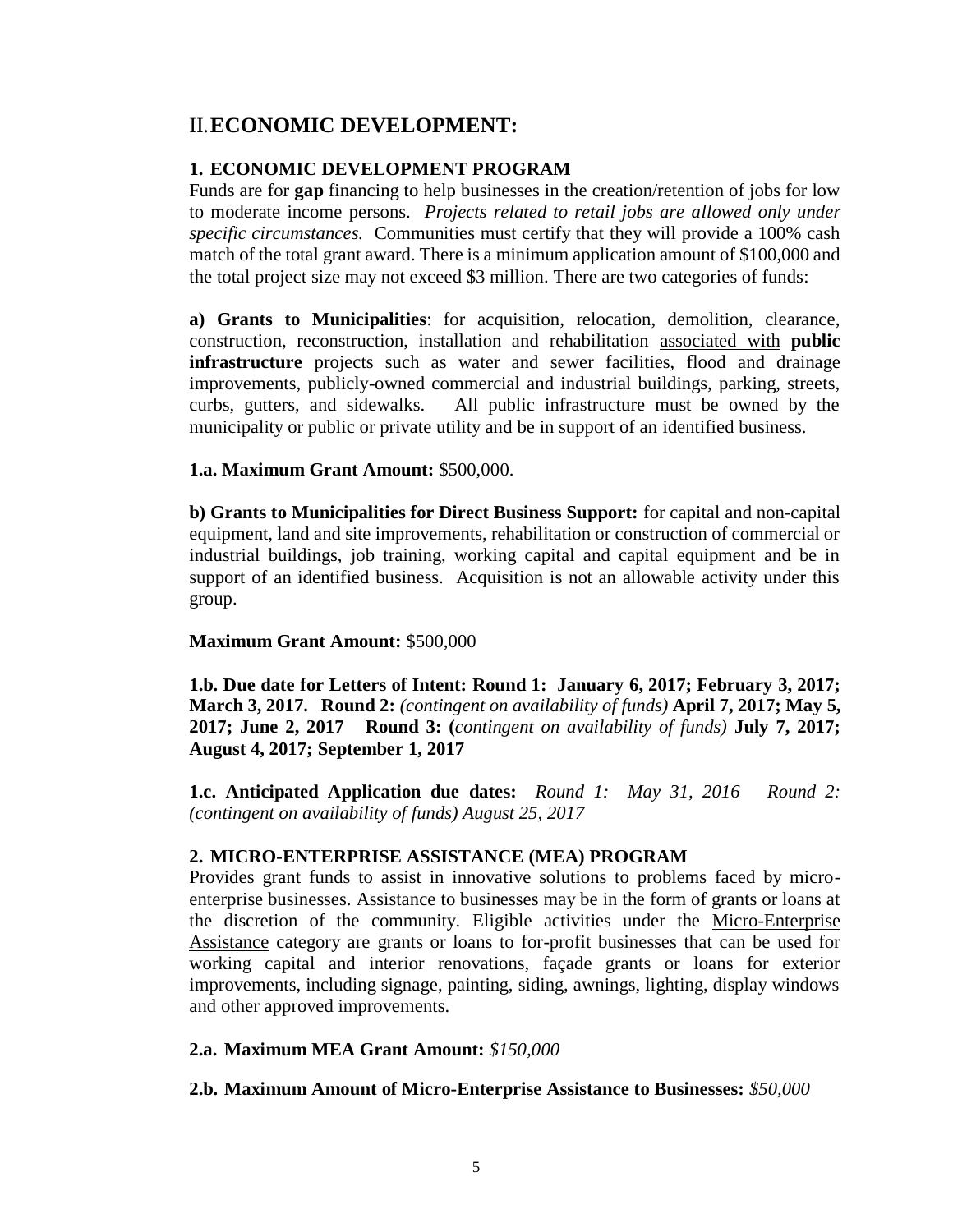## II. ECONOMIC DEVELOPMENT:

### 1. ECONOMIC DEVELOPMENT PROGRAM

Funds are for **gap** financing to help businesses in the creation/retention of jobs for low to moderate income persons. *Projects related to retail jobs are allowed only under specific circumstances.* Communities must certify that they will provide a 100% cash match of the total grant award. There is a minimum application amount of $100,000 and the total project size may not exceed $3 million. There are two categories of funds:

**a) Grants to Municipalities**: for acquisition, relocation, demolition, clearance, construction, reconstruction, installation and rehabilitation associated with **public infrastructure** projects such as water and sewer facilities, flood and drainage improvements, publicly-owned commercial and industrial buildings, parking, streets, curbs, gutters, and sidewalks. All public infrastructure must be owned by the municipality or public or private utility and be in support of an identified business.

**1.a. Maximum Grant Amount:** $500,000.

**b) Grants to Municipalities for Direct Business Support:** for capital and non-capital equipment, land and site improvements, rehabilitation or construction of commercial or industrial buildings, job training, working capital and capital equipment and be in support of an identified business. Acquisition is not an allowable activity under this group.

**Maximum Grant Amount:** $500,000

**1.b. Due date for Letters of Intent: Round 1: January 6, 2017; February 3, 2017; March 3, 2017. Round 2:** *(contingent on availability of funds)* **April 7, 2017; May 5, 2017; June 2, 2017 Round 3: (***contingent on availability of funds)* **July 7, 2017; August 4, 2017; September 1, 2017**

**1.c. Anticipated Application due dates:** *Round 1: May 31, 2016 Round 2: (contingent on availability of funds) August 25, 2017*

### 2. MICRO-ENTERPRISE ASSISTANCE (MEA) PROGRAM

Provides grant funds to assist in innovative solutions to problems faced by micro-enterprise businesses. Assistance to businesses may be in the form of grants or loans at the discretion of the community. Eligible activities under the Micro-Enterprise Assistance category are grants or loans to for-profit businesses that can be used for working capital and interior renovations, façade grants or loans for exterior improvements, including signage, painting, siding, awnings, lighting, display windows and other approved improvements.

**2.a. Maximum MEA Grant Amount:** *$150,000*

**2.b. Maximum Amount of Micro-Enterprise Assistance to Businesses:** *$50,000*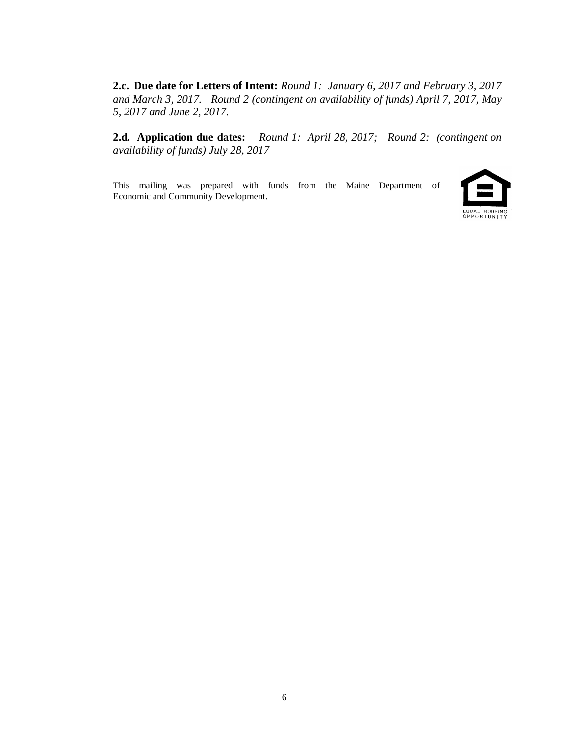**2.c. Due date for Letters of Intent:** *Round 1: January 6, 2017 and February 3, 2017 and March 3, 2017. Round 2 (contingent on availability of funds) April 7, 2017, May 5, 2017 and June 2, 2017.*

**2.d. Application due dates:** *Round 1: April 28, 2017; Round 2: (contingent on availability of funds) July 28, 2017*

This mailing was prepared with funds from the Maine Department of Economic and Community Development.

EQUAL HOUSING OPPORTUNITY